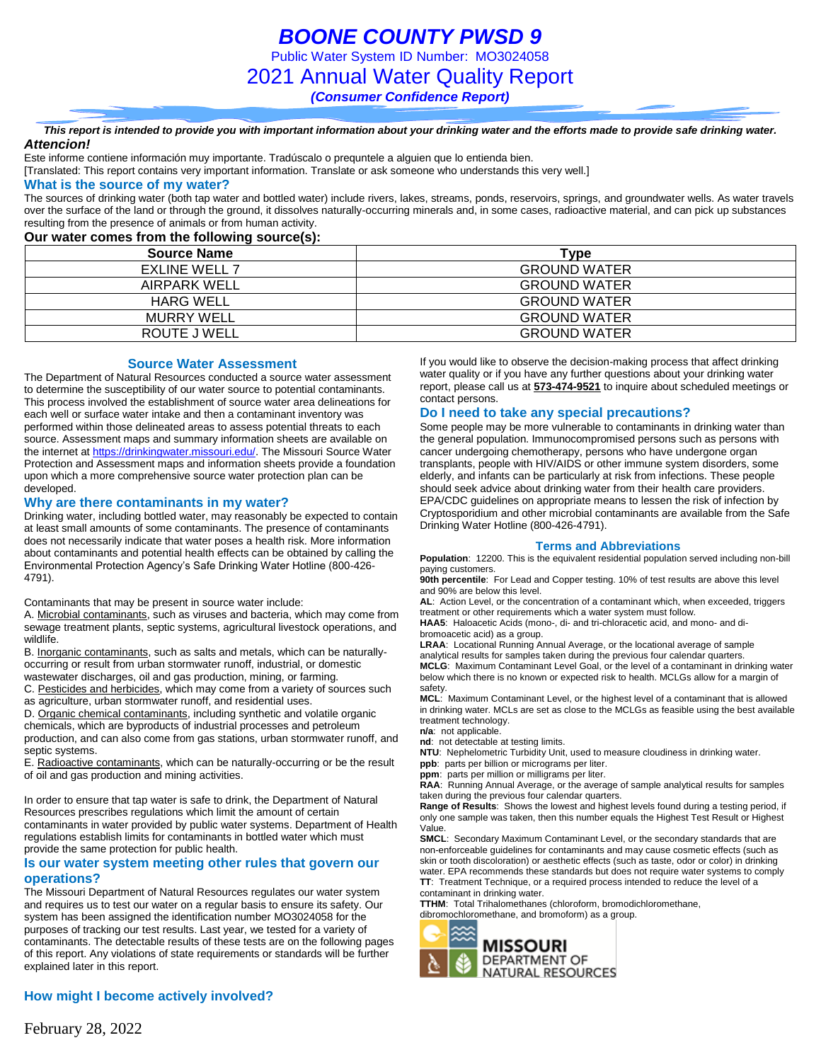# BOONE COUNTY PWSD 9

Public Water System ID Number: MO3024058

## 2021 Annual Water Quality Report

*(Consumer Confidence Report)*

***This report is intended to provide you with important information about your drinking water and the efforts made to provide safe drinking water.***

***Attencion!***

Este informe contiene información muy importante. Tradúscalo o prequntele a alguien que lo entienda bien.
[Translated: This report contains very important information. Translate or ask someone who understands this very well.]

### What is the source of my water?

The sources of drinking water (both tap water and bottled water) include rivers, lakes, streams, ponds, reservoirs, springs, and groundwater wells. As water travels over the surface of the land or through the ground, it dissolves naturally-occurring minerals and, in some cases, radioactive material, and can pick up substances resulting from the presence of animals or from human activity.

**Our water comes from the following source(s):**

| Source Name | Type |
|---|---|
| EXLINE WELL 7 | GROUND WATER |
| AIRPARK WELL | GROUND WATER |
| HARG WELL | GROUND WATER |
| MURRY WELL | GROUND WATER |
| ROUTE J WELL | GROUND WATER |

### Source Water Assessment

The Department of Natural Resources conducted a source water assessment to determine the susceptibility of our water source to potential contaminants. This process involved the establishment of source water area delineations for each well or surface water intake and then a contaminant inventory was performed within those delineated areas to assess potential threats to each source. Assessment maps and summary information sheets are available on the internet at https://drinkingwater.missouri.edu/. The Missouri Source Water Protection and Assessment maps and information sheets provide a foundation upon which a more comprehensive source water protection plan can be developed.

### Why are there contaminants in my water?

Drinking water, including bottled water, may reasonably be expected to contain at least small amounts of some contaminants. The presence of contaminants does not necessarily indicate that water poses a health risk. More information about contaminants and potential health effects can be obtained by calling the Environmental Protection Agency's Safe Drinking Water Hotline (800-426-4791).

Contaminants that may be present in source water include:

A. Microbial contaminants, such as viruses and bacteria, which may come from sewage treatment plants, septic systems, agricultural livestock operations, and wildlife.

B. Inorganic contaminants, such as salts and metals, which can be naturally-occurring or result from urban stormwater runoff, industrial, or domestic wastewater discharges, oil and gas production, mining, or farming.

C. Pesticides and herbicides, which may come from a variety of sources such as agriculture, urban stormwater runoff, and residential uses.

D. Organic chemical contaminants, including synthetic and volatile organic chemicals, which are byproducts of industrial processes and petroleum production, and can also come from gas stations, urban stormwater runoff, and septic systems.

E. Radioactive contaminants, which can be naturally-occurring or be the result of oil and gas production and mining activities.

In order to ensure that tap water is safe to drink, the Department of Natural Resources prescribes regulations which limit the amount of certain contaminants in water provided by public water systems. Department of Health regulations establish limits for contaminants in bottled water which must provide the same protection for public health.

### Is our water system meeting other rules that govern our operations?

The Missouri Department of Natural Resources regulates our water system and requires us to test our water on a regular basis to ensure its safety. Our system has been assigned the identification number MO3024058 for the purposes of tracking our test results. Last year, we tested for a variety of contaminants. The detectable results of these tests are on the following pages of this report. Any violations of state requirements or standards will be further explained later in this report.

### How might I become actively involved?

If you would like to observe the decision-making process that affect drinking water quality or if you have any further questions about your drinking water report, please call us at **573-474-9521** to inquire about scheduled meetings or contact persons.

### Do I need to take any special precautions?

Some people may be more vulnerable to contaminants in drinking water than the general population. Immunocompromised persons such as persons with cancer undergoing chemotherapy, persons who have undergone organ transplants, people with HIV/AIDS or other immune system disorders, some elderly, and infants can be particularly at risk from infections. These people should seek advice about drinking water from their health care providers. EPA/CDC guidelines on appropriate means to lessen the risk of infection by Cryptosporidium and other microbial contaminants are available from the Safe Drinking Water Hotline (800-426-4791).

### Terms and Abbreviations

**Population**: 12200. This is the equivalent residential population served including non-bill paying customers.

**90th percentile**: For Lead and Copper testing. 10% of test results are above this level and 90% are below this level.

**AL**: Action Level, or the concentration of a contaminant which, when exceeded, triggers treatment or other requirements which a water system must follow.

**HAA5**: Haloacetic Acids (mono-, di- and tri-chloracetic acid, and mono- and di-bromoacetic acid) as a group.

**LRAA**: Locational Running Annual Average, or the locational average of sample analytical results for samples taken during the previous four calendar quarters.

**MCLG**: Maximum Contaminant Level Goal, or the level of a contaminant in drinking water below which there is no known or expected risk to health. MCLGs allow for a margin of safety.

**MCL**: Maximum Contaminant Level, or the highest level of a contaminant that is allowed in drinking water. MCLs are set as close to the MCLGs as feasible using the best available treatment technology.

**n/a**: not applicable.

**nd**: not detectable at testing limits.

**NTU**: Nephelometric Turbidity Unit, used to measure cloudiness in drinking water.

**ppb**: parts per billion or micrograms per liter.

**ppm**: parts per million or milligrams per liter.

**RAA**: Running Annual Average, or the average of sample analytical results for samples taken during the previous four calendar quarters.

**Range of Results**: Shows the lowest and highest levels found during a testing period, if only one sample was taken, then this number equals the Highest Test Result or Highest Value.

**SMCL**: Secondary Maximum Contaminant Level, or the secondary standards that are non-enforceable guidelines for contaminants and may cause cosmetic effects (such as skin or tooth discoloration) or aesthetic effects (such as taste, odor or color) in drinking water. EPA recommends these standards but does not require water systems to comply

**TT**: Treatment Technique, or a required process intended to reduce the level of a contaminant in drinking water.

**TTHM**: Total Trihalomethanes (chloroform, bromodichloromethane, dibromochloromethane, and bromoform) as a group.

MISSOURI DEPARTMENT OF NATURAL RESOURCES

February 28, 2022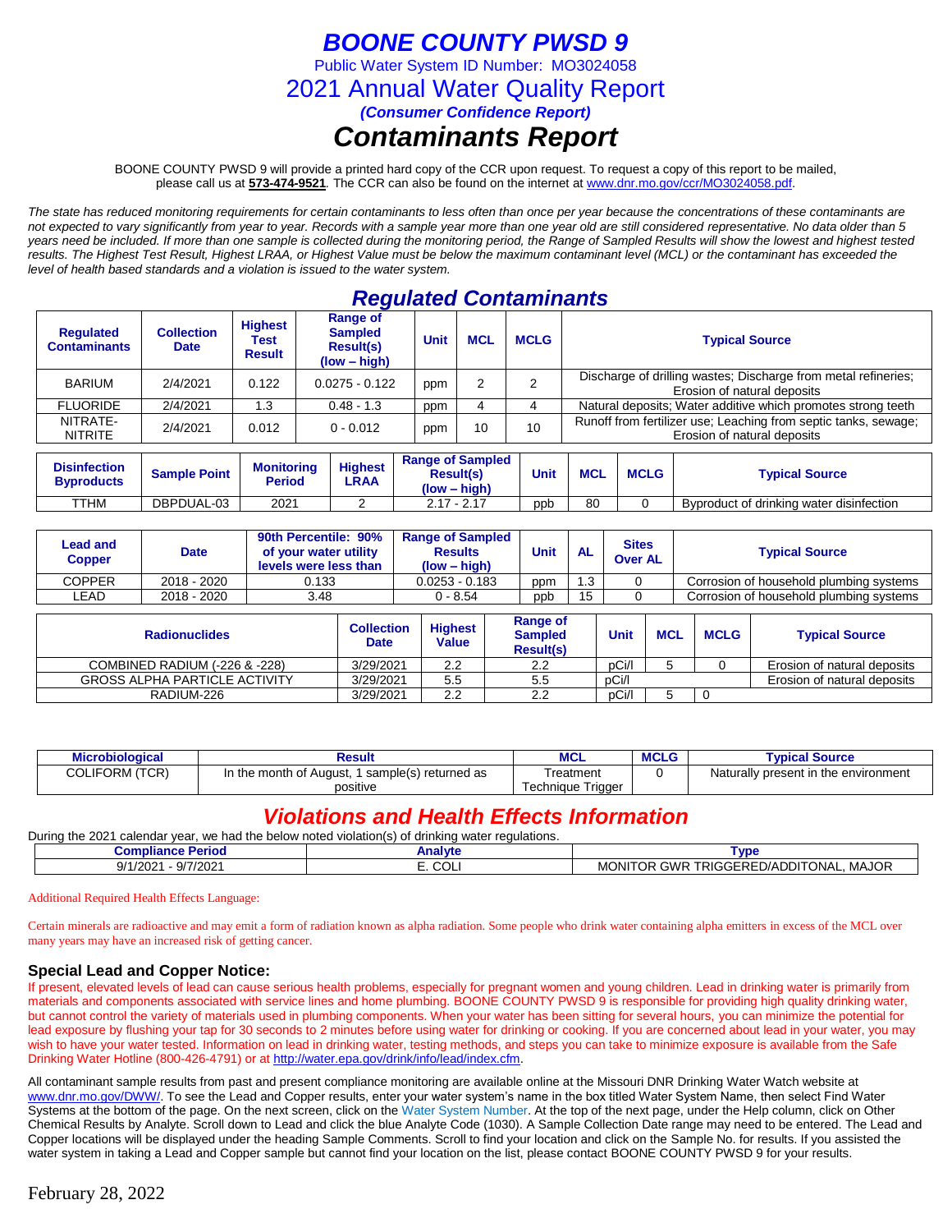# BOONE COUNTY PWSD 9

Public Water System ID Number: MO3024058

## 2021 Annual Water Quality Report

***(Consumer Confidence Report)***

# *Contaminants Report*

BOONE COUNTY PWSD 9 will provide a printed hard copy of the CCR upon request. To request a copy of this report to be mailed, please call us at **573-474-9521**. The CCR can also be found on the internet at www.dnr.mo.gov/ccr/MO3024058.pdf.

*The state has reduced monitoring requirements for certain contaminants to less often than once per year because the concentrations of these contaminants are not expected to vary significantly from year to year. Records with a sample year more than one year old are still considered representative. No data older than 5 years need be included. If more than one sample is collected during the monitoring period, the Range of Sampled Results will show the lowest and highest tested results. The Highest Test Result, Highest LRAA, or Highest Value must be below the maximum contaminant level (MCL) or the contaminant has exceeded the level of health based standards and a violation is issued to the water system.*

## *Regulated Contaminants*

| Regulated Contaminants | Collection Date | Highest Test Result | Range of Sampled Result(s) (low – high) | Unit | MCL | MCLG | Typical Source |
|---|---|---|---|---|---|---|---|
| BARIUM | 2/4/2021 | 0.122 | 0.0275 - 0.122 | ppm | 2 | 2 | Discharge of drilling wastes; Discharge from metal refineries; Erosion of natural deposits |
| FLUORIDE | 2/4/2021 | 1.3 | 0.48 - 1.3 | ppm | 4 | 4 | Natural deposits; Water additive which promotes strong teeth |
| NITRATE-NITRITE | 2/4/2021 | 0.012 | 0 - 0.012 | ppm | 10 | 10 | Runoff from fertilizer use; Leaching from septic tanks, sewage; Erosion of natural deposits |

| Disinfection Byproducts | Sample Point | Monitoring Period | Highest LRAA | Range of Sampled Result(s) (low – high) | Unit | MCL | MCLG | Typical Source |
|---|---|---|---|---|---|---|---|---|
| TTHM | DBPDUAL-03 | 2021 | 2 | 2.17 - 2.17 | ppb | 80 | 0 | Byproduct of drinking water disinfection |

| Lead and Copper | Date | 90th Percentile: 90% of your water utility levels were less than | Range of Sampled Results (low – high) | Unit | AL | Sites Over AL | Typical Source |
|---|---|---|---|---|---|---|---|
| COPPER | 2018 - 2020 | 0.133 | 0.0253 - 0.183 | ppm | 1.3 | 0 | Corrosion of household plumbing systems |
| LEAD | 2018 - 2020 | 3.48 | 0 - 8.54 | ppb | 15 | 0 | Corrosion of household plumbing systems |

| Radionuclides | Collection Date | Highest Value | Range of Sampled Result(s) | Unit | MCL | MCLG | Typical Source |
|---|---|---|---|---|---|---|---|
| COMBINED RADIUM (-226 & -228) | 3/29/2021 | 2.2 | 2.2 | pCi/l | 5 | 0 | Erosion of natural deposits |
| GROSS ALPHA PARTICLE ACTIVITY | 3/29/2021 | 5.5 | 5.5 | pCi/l | | | Erosion of natural deposits |
| RADIUM-226 | 3/29/2021 | 2.2 | 2.2 | pCi/l | 5 | 0 | |

| Microbiological | Result | MCL | MCLG | Typical Source |
|---|---|---|---|---|
| COLIFORM (TCR) | In the month of August, 1 sample(s) returned as positive | Treatment Technique Trigger | 0 | Naturally present in the environment |

## *Violations and Health Effects Information*

During the 2021 calendar year, we had the below noted violation(s) of drinking water regulations.

| Compliance Period | Analyte | Type |
|---|---|---|
| 9/1/2021 - 9/7/2021 | E. COLI | MONITOR GWR TRIGGERED/ADDITONAL, MAJOR |

Additional Required Health Effects Language:

Certain minerals are radioactive and may emit a form of radiation known as alpha radiation. Some people who drink water containing alpha emitters in excess of the MCL over many years may have an increased risk of getting cancer.

### Special Lead and Copper Notice:

If present, elevated levels of lead can cause serious health problems, especially for pregnant women and young children. Lead in drinking water is primarily from materials and components associated with service lines and home plumbing. BOONE COUNTY PWSD 9 is responsible for providing high quality drinking water, but cannot control the variety of materials used in plumbing components. When your water has been sitting for several hours, you can minimize the potential for lead exposure by flushing your tap for 30 seconds to 2 minutes before using water for drinking or cooking. If you are concerned about lead in your water, you may wish to have your water tested. Information on lead in drinking water, testing methods, and steps you can take to minimize exposure is available from the Safe Drinking Water Hotline (800-426-4791) or at http://water.epa.gov/drink/info/lead/index.cfm.

All contaminant sample results from past and present compliance monitoring are available online at the Missouri DNR Drinking Water Watch website at www.dnr.mo.gov/DWW/. To see the Lead and Copper results, enter your water system's name in the box titled Water System Name, then select Find Water Systems at the bottom of the page. On the next screen, click on the Water System Number. At the top of the next page, under the Help column, click on Other Chemical Results by Analyte. Scroll down to Lead and click the blue Analyte Code (1030). A Sample Collection Date range may need to be entered. The Lead and Copper locations will be displayed under the heading Sample Comments. Scroll to find your location and click on the Sample No. for results. If you assisted the water system in taking a Lead and Copper sample but cannot find your location on the list, please contact BOONE COUNTY PWSD 9 for your results.

February 28, 2022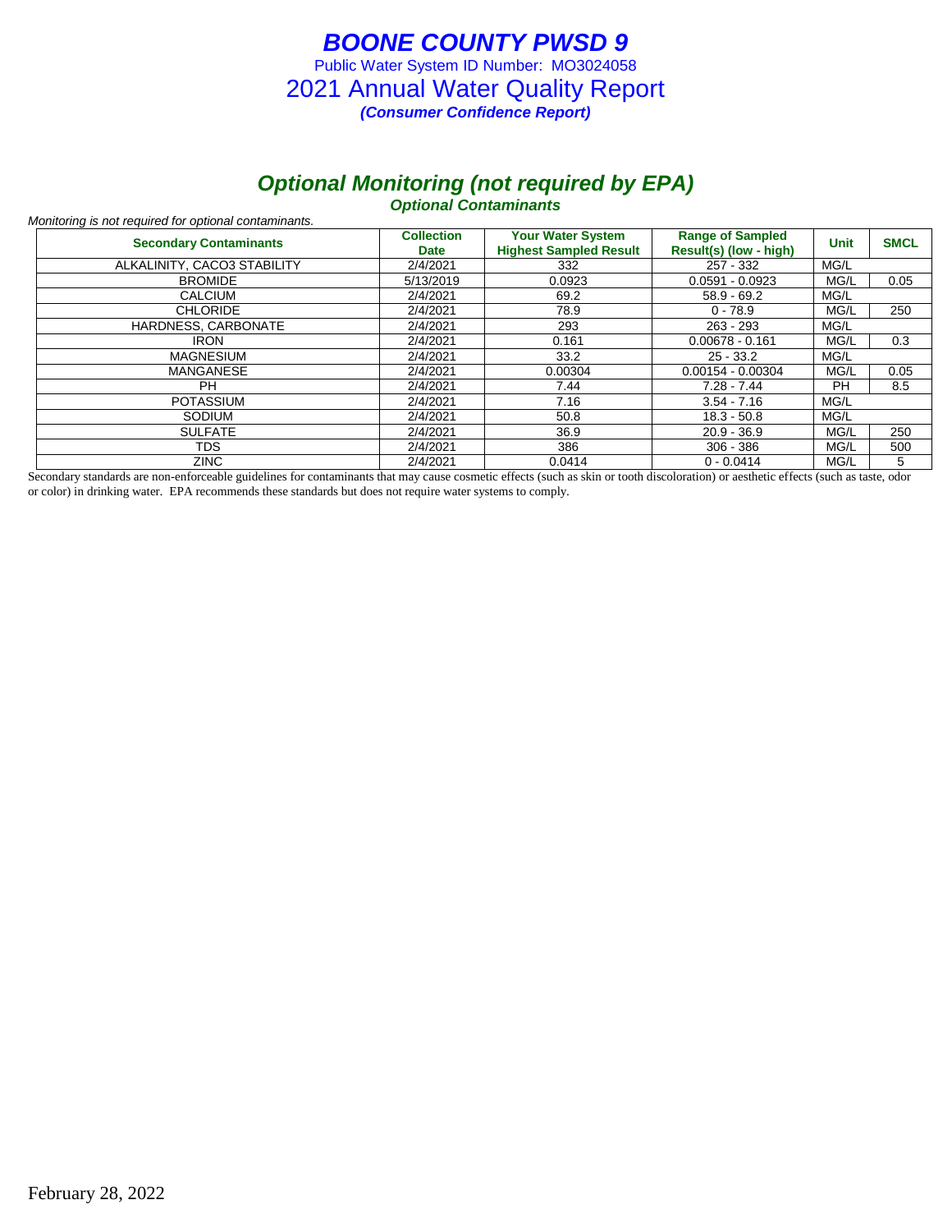# BOONE COUNTY PWSD 9

Public Water System ID Number: MO3024058

## 2021 Annual Water Quality Report

***(Consumer Confidence Report)***

## *Optional Monitoring (not required by EPA)*

### *Optional Contaminants*

*Monitoring is not required for optional contaminants.*

| Secondary Contaminants | Collection Date | Your Water System Highest Sampled Result | Range of Sampled Result(s) (low - high) | Unit | SMCL |
|---|---|---|---|---|---|
| ALKALINITY, CACO3 STABILITY | 2/4/2021 | 332 | 257 - 332 | MG/L | |
| BROMIDE | 5/13/2019 | 0.0923 | 0.0591 - 0.0923 | MG/L | 0.05 |
| CALCIUM | 2/4/2021 | 69.2 | 58.9 - 69.2 | MG/L | |
| CHLORIDE | 2/4/2021 | 78.9 | 0 - 78.9 | MG/L | 250 |
| HARDNESS, CARBONATE | 2/4/2021 | 293 | 263 - 293 | MG/L | |
| IRON | 2/4/2021 | 0.161 | 0.00678 - 0.161 | MG/L | 0.3 |
| MAGNESIUM | 2/4/2021 | 33.2 | 25 - 33.2 | MG/L | |
| MANGANESE | 2/4/2021 | 0.00304 | 0.00154 - 0.00304 | MG/L | 0.05 |
| PH | 2/4/2021 | 7.44 | 7.28 - 7.44 | PH | 8.5 |
| POTASSIUM | 2/4/2021 | 7.16 | 3.54 - 7.16 | MG/L | |
| SODIUM | 2/4/2021 | 50.8 | 18.3 - 50.8 | MG/L | |
| SULFATE | 2/4/2021 | 36.9 | 20.9 - 36.9 | MG/L | 250 |
| TDS | 2/4/2021 | 386 | 306 - 386 | MG/L | 500 |
| ZINC | 2/4/2021 | 0.0414 | 0 - 0.0414 | MG/L | 5 |

Secondary standards are non-enforceable guidelines for contaminants that may cause cosmetic effects (such as skin or tooth discoloration) or aesthetic effects (such as taste, odor or color) in drinking water. EPA recommends these standards but does not require water systems to comply.

February 28, 2022